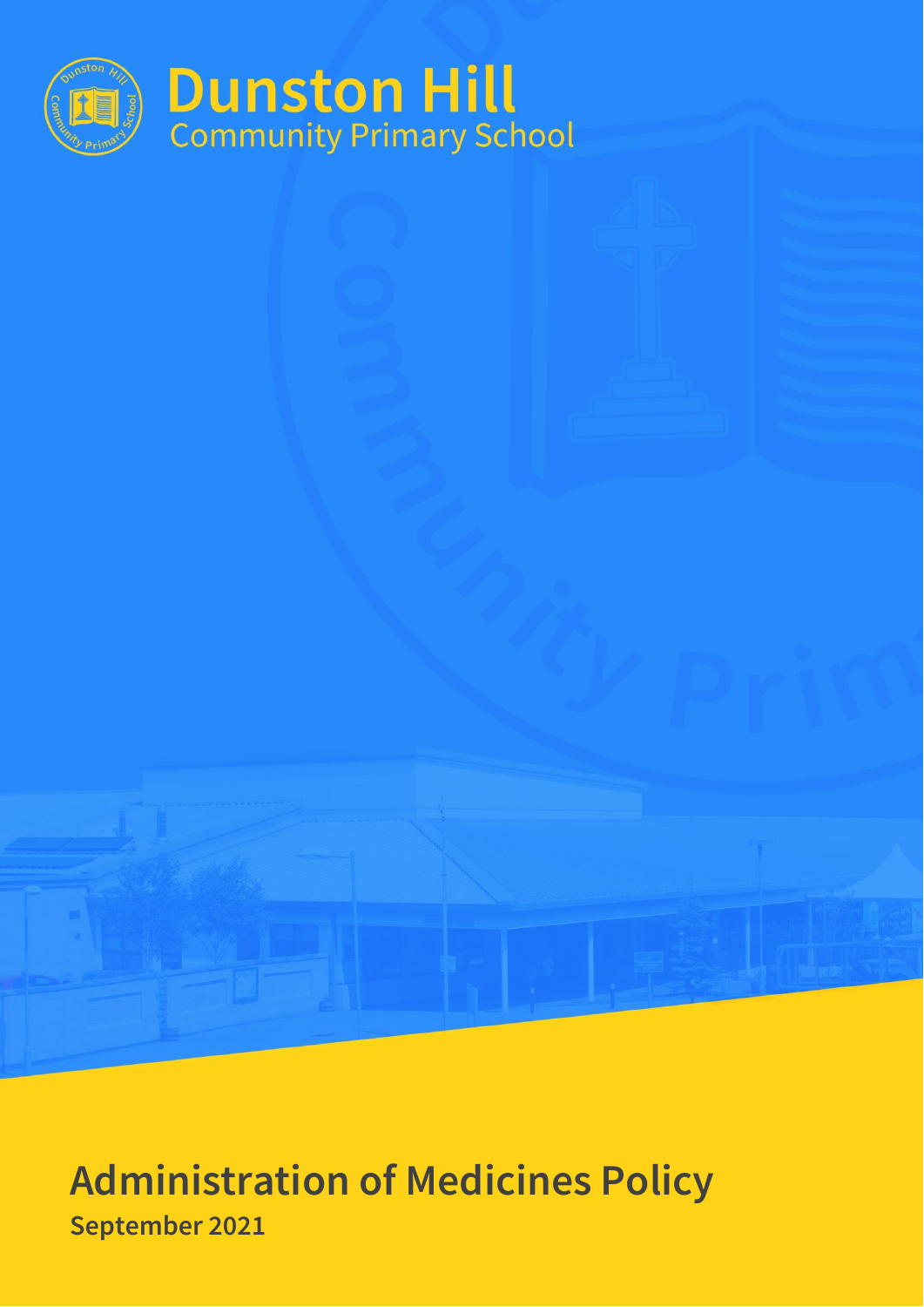# Dunston Hill
## Community Primary School

# Administration of Medicines Policy

**September 2021**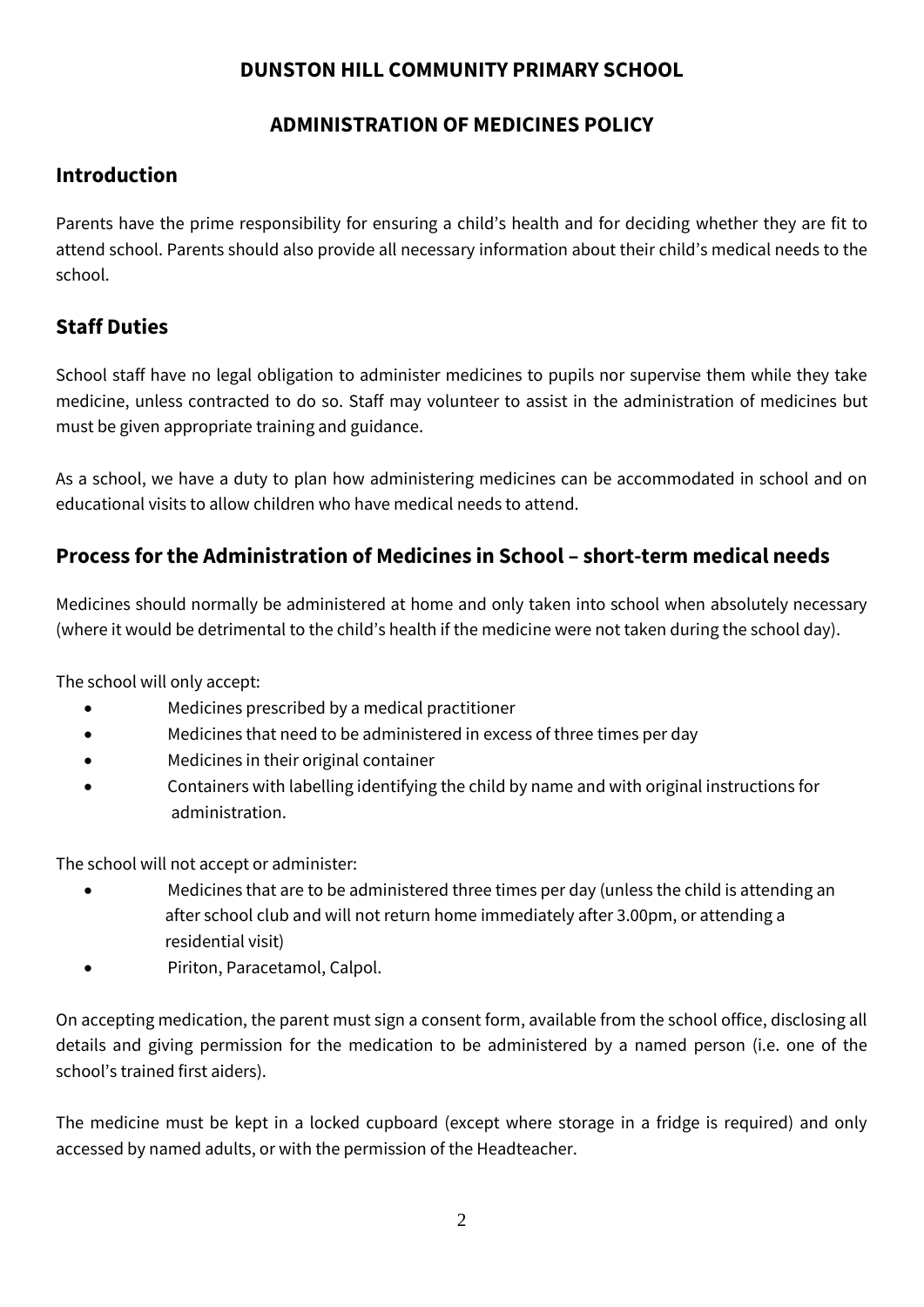**DUNSTON HILL COMMUNITY PRIMARY SCHOOL**

**ADMINISTRATION OF MEDICINES POLICY**

## Introduction

Parents have the prime responsibility for ensuring a child's health and for deciding whether they are fit to attend school. Parents should also provide all necessary information about their child's medical needs to the school.

## Staff Duties

School staff have no legal obligation to administer medicines to pupils nor supervise them while they take medicine, unless contracted to do so. Staff may volunteer to assist in the administration of medicines but must be given appropriate training and guidance.

As a school, we have a duty to plan how administering medicines can be accommodated in school and on educational visits to allow children who have medical needs to attend.

## Process for the Administration of Medicines in School – short-term medical needs

Medicines should normally be administered at home and only taken into school when absolutely necessary (where it would be detrimental to the child's health if the medicine were not taken during the school day).

The school will only accept:

- Medicines prescribed by a medical practitioner
- Medicines that need to be administered in excess of three times per day
- Medicines in their original container
- Containers with labelling identifying the child by name and with original instructions for administration.

The school will not accept or administer:

- Medicines that are to be administered three times per day (unless the child is attending an after school club and will not return home immediately after 3.00pm, or attending a residential visit)
- Piriton, Paracetamol, Calpol.

On accepting medication, the parent must sign a consent form, available from the school office, disclosing all details and giving permission for the medication to be administered by a named person (i.e. one of the school's trained first aiders).

The medicine must be kept in a locked cupboard (except where storage in a fridge is required) and only accessed by named adults, or with the permission of the Headteacher.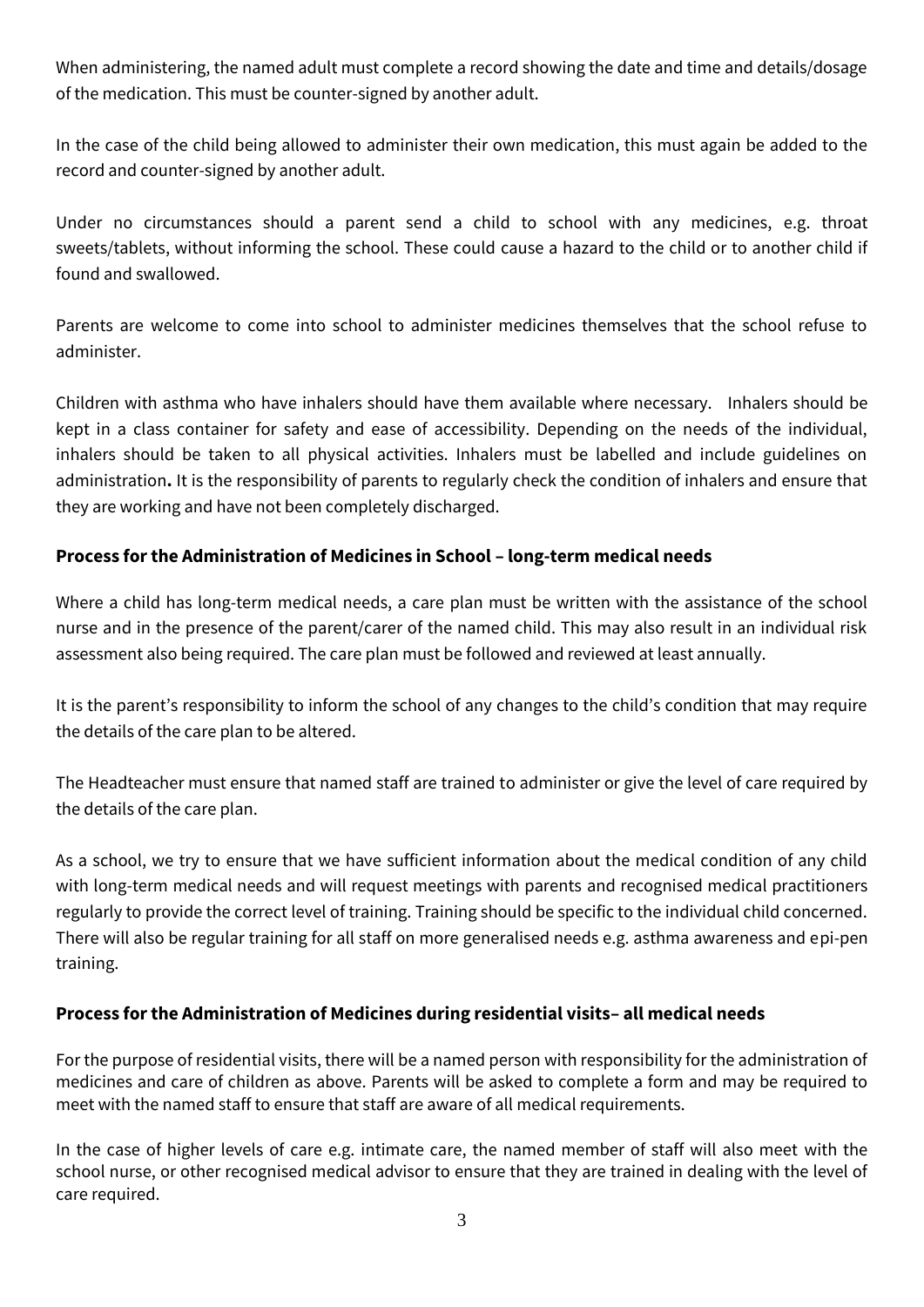When administering, the named adult must complete a record showing the date and time and details/dosage of the medication. This must be counter-signed by another adult.

In the case of the child being allowed to administer their own medication, this must again be added to the record and counter-signed by another adult.

Under no circumstances should a parent send a child to school with any medicines, e.g. throat sweets/tablets, without informing the school. These could cause a hazard to the child or to another child if found and swallowed.

Parents are welcome to come into school to administer medicines themselves that the school refuse to administer.

Children with asthma who have inhalers should have them available where necessary. Inhalers should be kept in a class container for safety and ease of accessibility. Depending on the needs of the individual, inhalers should be taken to all physical activities. Inhalers must be labelled and include guidelines on administration**.** It is the responsibility of parents to regularly check the condition of inhalers and ensure that they are working and have not been completely discharged.

### Process for the Administration of Medicines in School – long-term medical needs

Where a child has long-term medical needs, a care plan must be written with the assistance of the school nurse and in the presence of the parent/carer of the named child. This may also result in an individual risk assessment also being required. The care plan must be followed and reviewed at least annually.

It is the parent's responsibility to inform the school of any changes to the child's condition that may require the details of the care plan to be altered.

The Headteacher must ensure that named staff are trained to administer or give the level of care required by the details of the care plan.

As a school, we try to ensure that we have sufficient information about the medical condition of any child with long-term medical needs and will request meetings with parents and recognised medical practitioners regularly to provide the correct level of training. Training should be specific to the individual child concerned. There will also be regular training for all staff on more generalised needs e.g. asthma awareness and epi-pen training.

### Process for the Administration of Medicines during residential visits– all medical needs

For the purpose of residential visits, there will be a named person with responsibility for the administration of medicines and care of children as above. Parents will be asked to complete a form and may be required to meet with the named staff to ensure that staff are aware of all medical requirements.

In the case of higher levels of care e.g. intimate care, the named member of staff will also meet with the school nurse, or other recognised medical advisor to ensure that they are trained in dealing with the level of care required.